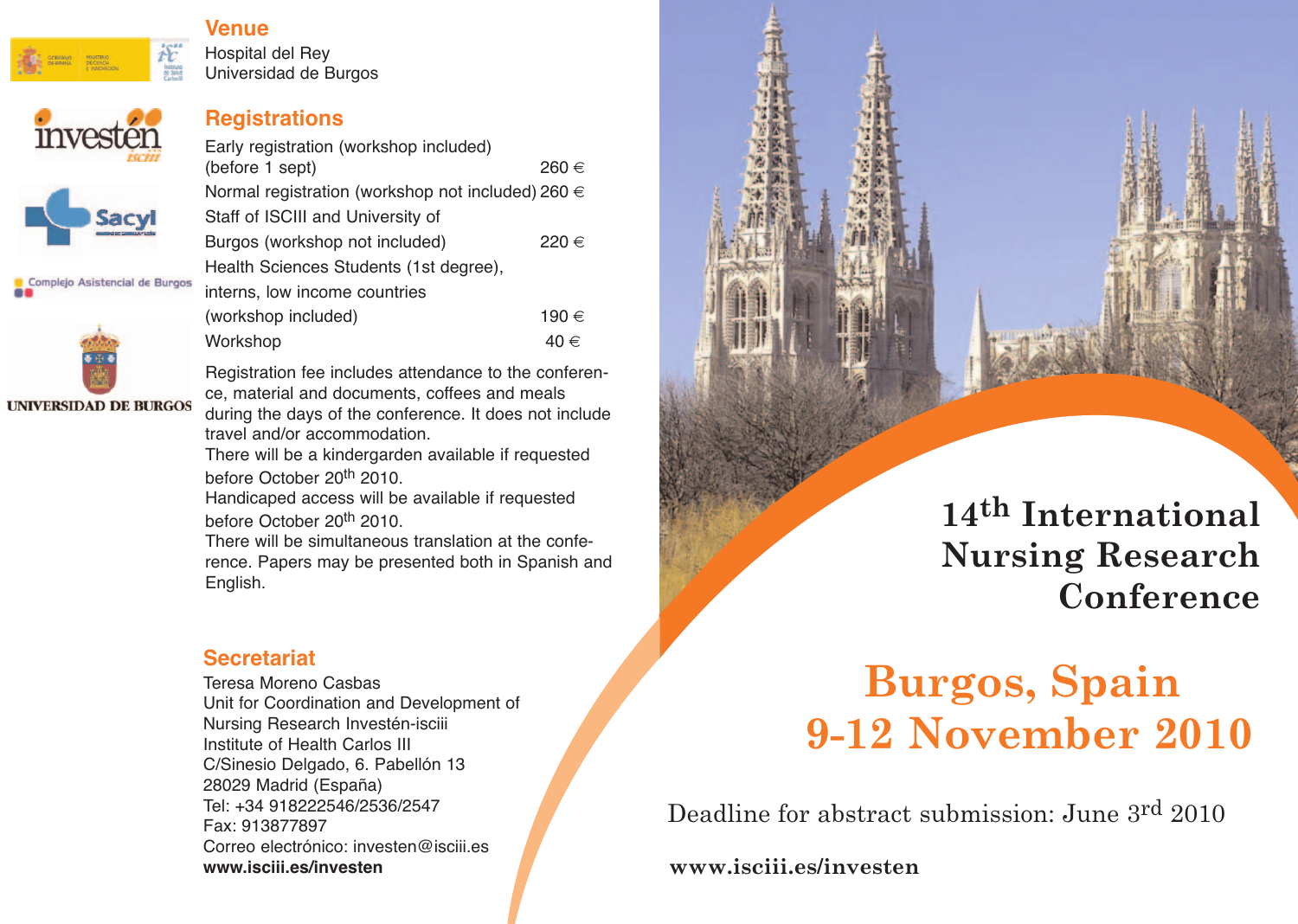## Venue

Hospital del Rey
Universidad de Burgos

## Registrations

| | |
|---|---|
| Early registration (workshop included) (before 1 sept) | 260 € |
| Normal registration (workshop not included) | 260 € |
| Staff of ISCIII and University of Burgos (workshop not included) | 220 € |
| Health Sciences Students (1st degree), interns, low income countries (workshop included) | 190 € |
| Workshop | 40 € |

Registration fee includes attendance to the conference, material and documents, coffees and meals during the days of the conference. It does not include travel and/or accommodation.

There will be a kindergarden available if requested before October 20th 2010.

Handicaped access will be available if requested before October 20th 2010.

There will be simultaneous translation at the conference. Papers may be presented both in Spanish and English.

## Secretariat

Teresa Moreno Casbas
Unit for Coordination and Development of Nursing Research Investén-isciii
Institute of Health Carlos III
C/Sinesio Delgado, 6. Pabellón 13
28029 Madrid (España)
Tel: +34 918222546/2536/2547
Fax: 913877897
Correo electrónico: investen@isciii.es
**www.isciii.es/investen**

UNIVERSIDAD DE BURGOS

# 14th International Nursing Research Conference

## Burgos, Spain
## 9-12 November 2010

Deadline for abstract submission: June 3rd 2010

**www.isciii.es/investen**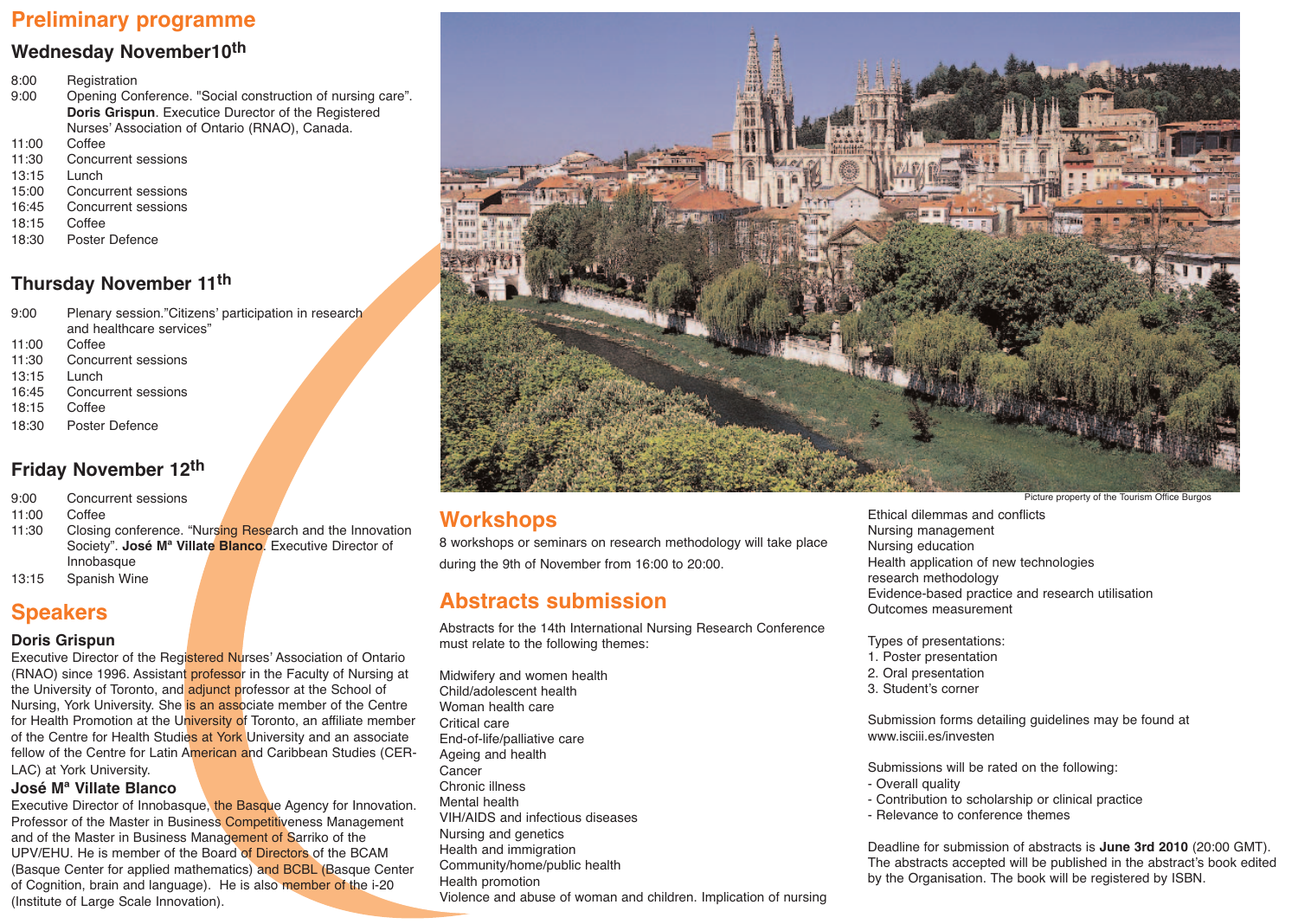# Preliminary programme

## Wednesday November10th

8:00 Registration

9:00 Opening Conference. "Social construction of nursing care". **Doris Grispun**. Executice Director of the Registered Nurses' Association of Ontario (RNAO), Canada.

11:00 Coffee

11:30 Concurrent sessions

13:15 Lunch

15:00 Concurrent sessions

16:45 Concurrent sessions

18:15 Coffee

18:30 Poster Defence

## Thursday November 11th

9:00 Plenary session."Citizens' participation in research and healthcare services"

11:00 Coffee

11:30 Concurrent sessions

13:15 Lunch

16:45 Concurrent sessions

18:15 Coffee

18:30 Poster Defence

## Friday November 12th

9:00 Concurrent sessions

11:00 Coffee

11:30 Closing conference. "Nursing Research and the Innovation Society". **José Mª Villate Blanco**. Executive Director of Innobasque

13:15 Spanish Wine

# Speakers

### Doris Grispun

Executive Director of the Registered Nurses' Association of Ontario (RNAO) since 1996. Assistant professor in the Faculty of Nursing at the University of Toronto, and adjunct professor at the School of Nursing, York University. She is an associate member of the Centre for Health Promotion at the University of Toronto, an affiliate member of the Centre for Health Studies at York University and an associate fellow of the Centre for Latin American and Caribbean Studies (CERLAC) at York University.

### José Mª Villate Blanco

Executive Director of Innobasque, the Basque Agency for Innovation. Professor of the Master in Business Competitiveness Management and of the Master in Business Management of Sarriko of the UPV/EHU. He is member of the Board of Directors of the BCAM (Basque Center for applied mathematics) and BCBL (Basque Center of Cognition, brain and language). He is also member of the i-20 (Institute of Large Scale Innovation).

Picture property of the Tourism Office Burgos

# Workshops

8 workshops or seminars on research methodology will take place during the 9th of November from 16:00 to 20:00.

# Abstracts submission

Abstracts for the 14th International Nursing Research Conference must relate to the following themes:

Midwifery and women health
Child/adolescent health
Woman health care
Critical care
End-of-life/palliative care
Ageing and health
Cancer
Chronic illness
Mental health
VIH/AIDS and infectious diseases
Nursing and genetics
Health and immigration
Community/home/public health
Health promotion
Violence and abuse of woman and children. Implication of nursing
Ethical dilemmas and conflicts
Nursing management
Nursing education
Health application of new technologies
research methodology
Evidence-based practice and research utilisation
Outcomes measurement

Types of presentations:
1. Poster presentation
2. Oral presentation
3. Student's corner

Submission forms detailing guidelines may be found at www.isciii.es/investen

Submissions will be rated on the following:
- Overall quality
- Contribution to scholarship or clinical practice
- Relevance to conference themes

Deadline for submission of abstracts is **June 3rd 2010** (20:00 GMT). The abstracts accepted will be published in the abstract's book edited by the Organisation. The book will be registered by ISBN.